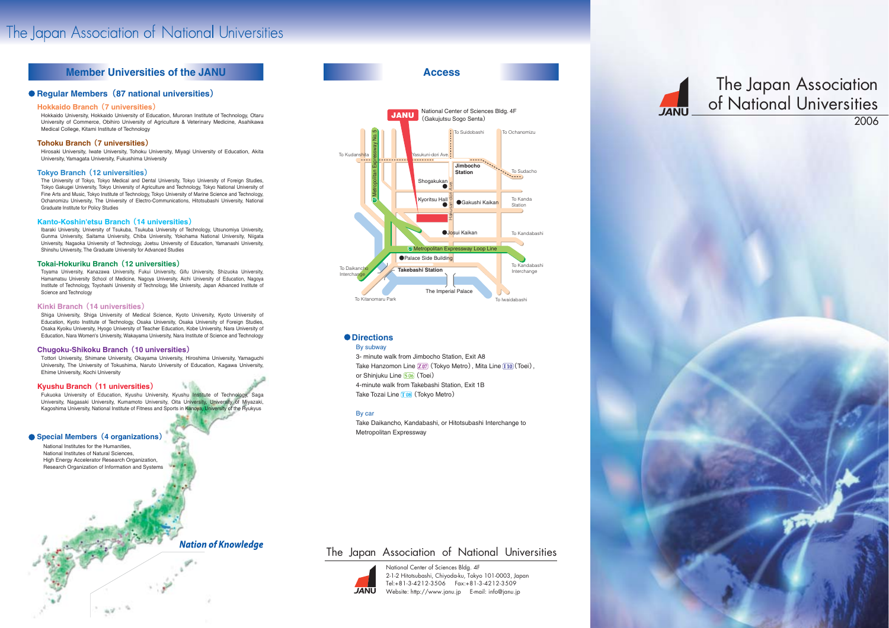# The Japan Association of National Universities

## Member Universities of the JANU

### Regular Members (87 national universities)

**Hokkaido Branch (7 universities)**

Hokkaido University, Hokkaido University of Education, Muroran Institute of Technology, Otaru University of Commerce, Obihiro University of Agriculture & Veterinary Medicine, Asahikawa Medical College, Kitami Institute of Technology

**Tohoku Branch (7 universities)**

Hirosaki University, Iwate University, Tohoku University, Miyagi University of Education, Akita University, Yamagata University, Fukushima University

**Tokyo Branch (12 universities)**

The University of Tokyo, Tokyo Medical and Dental University, Tokyo University of Foreign Studies, Tokyo Gakugei University, Tokyo University of Agriculture and Technology, Tokyo National University of Fine Arts and Music, Tokyo Institute of Technology, Tokyo University of Marine Science and Technology, Ochanomizu University, The University of Electro-Communications, Hitotsubashi University, National Graduate Institute for Policy Studies

**Kanto-Koshin'etsu Branch (14 universities)**

Ibaraki University, University of Tsukuba, Tsukuba University of Technology, Utsunomiya University, Gunma University, Saitama University, Chiba University, Yokohama National University, Niigata University, Nagaoka University of Technology, Joetsu University of Education, Yamanashi University, Shinshu University, The Graduate University for Advanced Studies

**Tokai-Hokuriku Branch (12 universities)**

Toyama University, Kanazawa University, Fukui University, Gifu University, Shizuoka University, Hamamatsu University School of Medicine, Nagoya University, Aichi University of Education, Nagoya Institute of Technology, Toyohashi University of Technology, Mie University, Japan Advanced Institute of Science and Technology

**Kinki Branch (14 universities)**

Shiga University, Shiga University of Medical Science, Kyoto University, Kyoto University of Education, Kyoto Institute of Technology, Osaka University, Osaka University of Foreign Studies, Osaka Kyoiku University, Hyogo University of Teacher Education, Kobe University, Nara University of Education, Nara Women's University, Wakayama University, Nara Institute of Science and Technology

**Chugoku-Shikoku Branch (10 universities)**

Tottori University, Shimane University, Okayama University, Hiroshima University, Yamaguchi University, The University of Tokushima, Naruto University of Education, Kagawa University, Ehime University, Kochi University

**Kyushu Branch (11 universities)**

Fukuoka University of Education, Kyushu University, Kyushu Institute of Technology, Saga University, Nagasaki University, Kumamoto University, Oita University, University of Miyazaki, Kagoshima University, National Institute of Fitness and Sports in Kanoya, University of the Ryukyus

### Special Members (4 organizations)

National Institutes for the Humanities,
National Institutes of Natural Sciences,
High Energy Accelerator Research Organization,
Research Organization of Information and Systems

*Nation of Knowledge*

## Access

JANU — National Center of Sciences Bldg. 4F (Gakujutsu Sogo Senta)

### Directions

**By subway**

3- minute walk from Jimbocho Station, Exit A8
Take Hanzomon Line Z07 (Tokyo Metro), Mita Line I10 (Toei), or Shinjuku Line S06 (Toei)
4-minute walk from Takebashi Station, Exit 1B
Take Tozai Line T08 (Tokyo Metro)

**By car**

Take Daikancho, Kandabashi, or Hitotsubashi Interchange to Metropolitan Expressway

## The Japan Association of National Universities

National Center of Sciences Bldg. 4F
2-1-2 Hitotsubashi, Chiyoda-ku, Tokyo 101-0003, Japan
Tel:+81-3-4212-3506 Fax:+81-3-4212-3509
Website: http://www.janu.jp E-mail: info@janu.jp

# The Japan Association of National Universities

2006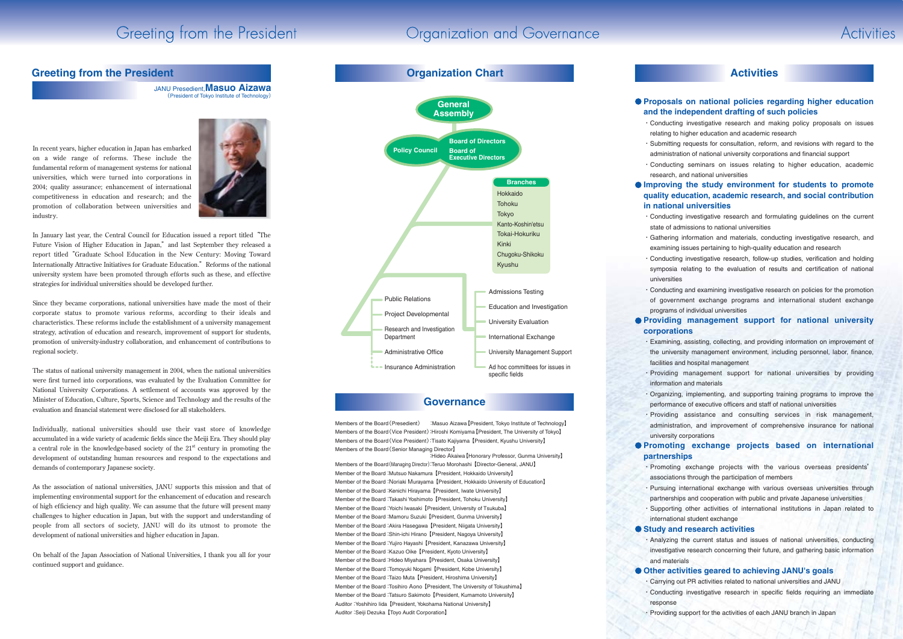# Greeting from the President

## Greeting from the President

JANU Presedient, **Masuo Aizawa**
(President of Tokyo Institute of Technology)

In recent years, higher education in Japan has embarked on a wide range of reforms. These include the fundamental reform of management systems for national universities, which were turned into corporations in 2004; quality assurance; enhancement of international competitiveness in education and research; and the promotion of collaboration between universities and industry.

In January last year, the Central Council for Education issued a report titled "The Future Vision of Higher Education in Japan," and last September they released a report titled "Graduate School Education in the New Century: Moving Toward Internationally Attractive Initiatives for Graduate Education." Reforms of the national university system have been promoted through efforts such as these, and effective strategies for individual universities should be developed further.

Since they became corporations, national universities have made the most of their corporate status to promote various reforms, according to their ideals and characteristics. These reforms include the establishment of a university management strategy, activation of education and research, improvement of support for students, promotion of university-industry collaboration, and enhancement of contributions to regional society.

The status of national university management in 2004, when the national universities were first turned into corporations, was evaluated by the Evaluation Committee for National University Corporations. A settlement of accounts was approved by the Minister of Education, Culture, Sports, Science and Technology and the results of the evaluation and financial statement were disclosed for all stakeholders.

Individually, national universities should use their vast store of knowledge accumulated in a wide variety of academic fields since the Meiji Era. They should play a central role in the knowledge-based society of the 21st century in promoting the development of outstanding human resources and respond to the expectations and demands of contemporary Japanese society.

As the association of national universities, JANU supports this mission and that of implementing environmental support for the enhancement of education and research of high efficiency and high quality. We can assume that the future will present many challenges to higher education in Japan, but with the support and understanding of people from all sectors of society, JANU will do its utmost to promote the development of national universities and higher education in Japan.

On behalf of the Japan Association of National Universities, I thank you all for your continued support and guidance.

# Organization and Governance

## Organization Chart

General Assembly

Policy Council

Board of Directors
Board of Executive Directors

Branches
Hokkaido
Tohoku
Tokyo
Kanto-Koshin'etsu
Tokai-Hokuriku
Kinki
Chugoku-Shikoku
Kyushu

Public Relations
Project Developmental
Research and Investigation Department
Administrative Office
Insurance Administration

Admissions Testing
Education and Investigation
University Evaluation
International Exchange
University Management Support
Ad hoc committees for issues in specific fields

## Governance

Members of the Board (Presedient) : Masuo Aizawa【President, Tokyo Institute of Technology】
Members of the Board (Vice President) : Hiroshi Komiyama【President, The University of Tokyo】
Members of the Board (Vice President) : Tisato Kajiyama【President, Kyushu University】
Members of the Board (Senior Managing Director) : Hideo Akaiwa【Honorary Professor, Gunma University】
Members of the Board (Managing Director) : Teruo Morohashi【Director-General, JANU】
Member of the Board : Mutsuo Nakamura【President, Hokkaido University】
Member of the Board : Noriaki Murayama【President, Hokkaido University of Education】
Member of the Board : Kenichi Hirayama【President, Iwate University】
Member of the Board : Takashi Yoshimoto【President, Tohoku University】
Member of the Board : Yoichi Iwasaki【President, University of Tsukuba】
Member of the Board : Mamoru Suzuki【President, Gunma University】
Member of the Board : Akira Hasegawa【President, Niigata University】
Member of the Board : Shin-ichi Hirano【President, Nagoya University】
Member of the Board : Yujiro Hayashi【President, Kanazawa University】
Member of the Board : Kazuo Oike【President, Kyoto University】
Member of the Board : Hideo Miyahara【President, Osaka University】
Member of the Board : Tomoyuki Nogami【President, Kobe University】
Member of the Board : Taizo Muta【President, Hiroshima University】
Member of the Board : Tosihiro Aono【President, The University of Tokushima】
Member of the Board : Tatsuro Sakimoto【President, Kumamoto University】
Auditor : Yoshihiro Iida【President, Yokohama National University】
Auditor : Seiji Dezuka【Toyo Audit Corporation】

# Activities

## Activities

### Proposals on national policies regarding higher education and the independent drafting of such policies

- Conducting investigative research and making policy proposals on issues relating to higher education and academic research
- Submitting requests for consultation, reform, and revisions with regard to the administration of national university corporations and financial support
- Conducting seminars on issues relating to higher education, academic research, and national universities

### Improving the study environment for students to promote quality education, academic research, and social contribution in national universities

- Conducting investigative research and formulating guidelines on the current state of admissions to national universities
- Gathering information and materials, conducting investigative research, and examining issues pertaining to high-quality education and research
- Conducting investigative research, follow-up studies, verification and holding symposia relating to the evaluation of results and certification of national universities
- Conducting and examining investigative research on policies for the promotion of government exchange programs and international student exchange programs of individual universities

### Providing management support for national university corporations

- Examining, assisting, collecting, and providing information on improvement of the university management environment, including personnel, labor, finance, facilities and hospital management
- Providing management support for national universities by providing information and materials
- Organizing, implementing, and supporting training programs to improve the performance of executive officers and staff of national universities
- Providing assistance and consulting services in risk management, administration, and improvement of comprehensive insurance for national university corporations

### Promoting exchange projects based on international partnerships

- Promoting exchange projects with the various overseas presidents' associations through the participation of members
- Pursuing international exchange with various overseas universities through partnerships and cooperation with public and private Japanese universities
- Supporting other activities of international institutions in Japan related to international student exchange

### Study and research activities

- Analyzing the current status and issues of national universities, conducting investigative research concerning their future, and gathering basic information and materials

### Other activities geared to achieving JANU's goals

- Carrying out PR activities related to national universities and JANU
- Conducting investigative research in specific fields requiring an immediate response
- Providing support for the activities of each JANU branch in Japan